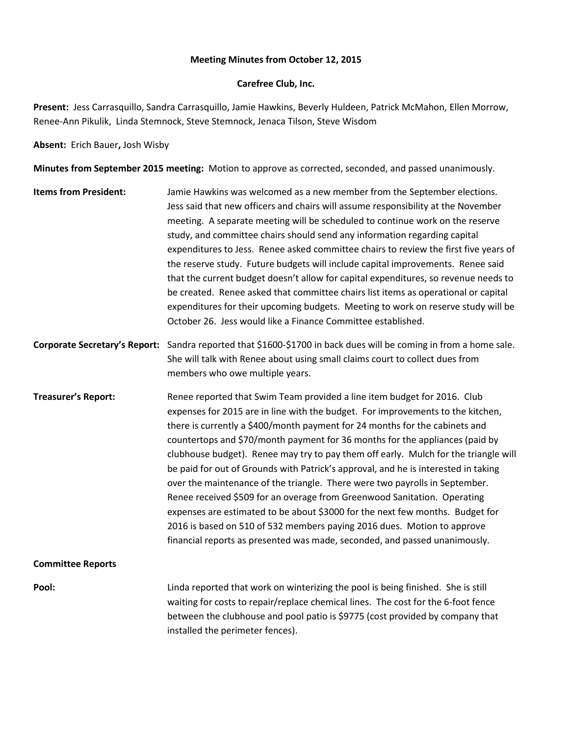**Meeting Minutes from October 12, 2015**

**Carefree Club, Inc.**

**Present:** Jess Carrasquillo, Sandra Carrasquillo, Jamie Hawkins, Beverly Huldeen, Patrick McMahon, Ellen Morrow, Renee-Ann Pikulik, Linda Stemnock, Steve Stemnock, Jenaca Tilson, Steve Wisdom

**Absent:** Erich Bauer**,** Josh Wisby

**Minutes from September 2015 meeting:** Motion to approve as corrected, seconded, and passed unanimously.

**Items from President:** Jamie Hawkins was welcomed as a new member from the September elections. Jess said that new officers and chairs will assume responsibility at the November meeting. A separate meeting will be scheduled to continue work on the reserve study, and committee chairs should send any information regarding capital expenditures to Jess. Renee asked committee chairs to review the first five years of the reserve study. Future budgets will include capital improvements. Renee said that the current budget doesn't allow for capital expenditures, so revenue needs to be created. Renee asked that committee chairs list items as operational or capital expenditures for their upcoming budgets. Meeting to work on reserve study will be October 26. Jess would like a Finance Committee established.

**Corporate Secretary's Report:** Sandra reported that $1600-$1700 in back dues will be coming in from a home sale. She will talk with Renee about using small claims court to collect dues from members who owe multiple years.

**Treasurer's Report:** Renee reported that Swim Team provided a line item budget for 2016. Club expenses for 2015 are in line with the budget. For improvements to the kitchen, there is currently a $400/month payment for 24 months for the cabinets and countertops and $70/month payment for 36 months for the appliances (paid by clubhouse budget). Renee may try to pay them off early. Mulch for the triangle will be paid for out of Grounds with Patrick's approval, and he is interested in taking over the maintenance of the triangle. There were two payrolls in September. Renee received $509 for an overage from Greenwood Sanitation. Operating expenses are estimated to be about $3000 for the next few months. Budget for 2016 is based on 510 of 532 members paying 2016 dues. Motion to approve financial reports as presented was made, seconded, and passed unanimously.

**Committee Reports**

**Pool:** Linda reported that work on winterizing the pool is being finished. She is still waiting for costs to repair/replace chemical lines. The cost for the 6-foot fence between the clubhouse and pool patio is $9775 (cost provided by company that installed the perimeter fences).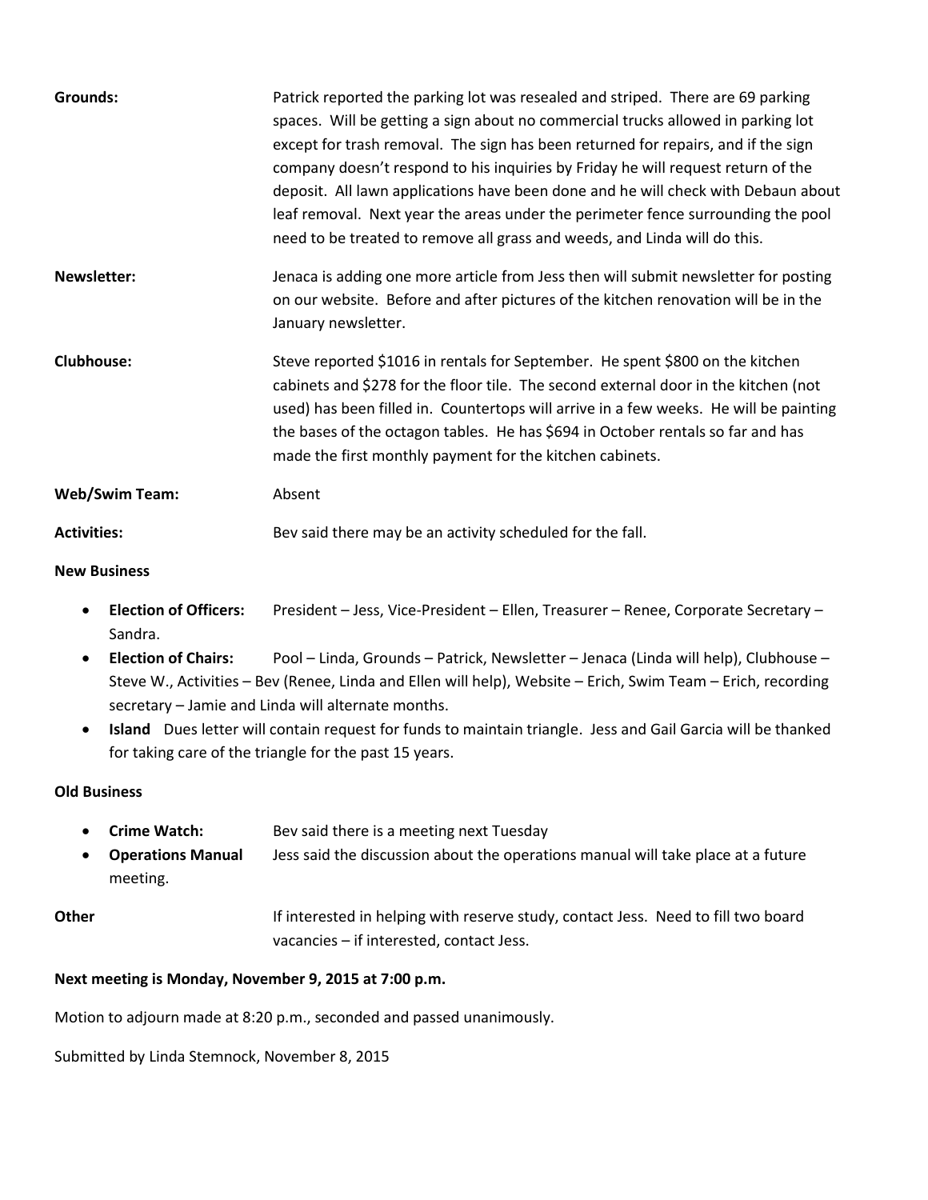**Grounds:** Patrick reported the parking lot was resealed and striped. There are 69 parking spaces. Will be getting a sign about no commercial trucks allowed in parking lot except for trash removal. The sign has been returned for repairs, and if the sign company doesn't respond to his inquiries by Friday he will request return of the deposit. All lawn applications have been done and he will check with Debaun about leaf removal. Next year the areas under the perimeter fence surrounding the pool need to be treated to remove all grass and weeds, and Linda will do this.

**Newsletter:** Jenaca is adding one more article from Jess then will submit newsletter for posting on our website. Before and after pictures of the kitchen renovation will be in the January newsletter.

**Clubhouse:** Steve reported $1016 in rentals for September. He spent $800 on the kitchen cabinets and $278 for the floor tile. The second external door in the kitchen (not used) has been filled in. Countertops will arrive in a few weeks. He will be painting the bases of the octagon tables. He has $694 in October rentals so far and has made the first monthly payment for the kitchen cabinets.

**Web/Swim Team:** Absent

**Activities:** Bev said there may be an activity scheduled for the fall.

**New Business**

- **Election of Officers:** President – Jess, Vice-President – Ellen, Treasurer – Renee, Corporate Secretary – Sandra.
- **Election of Chairs:** Pool – Linda, Grounds – Patrick, Newsletter – Jenaca (Linda will help), Clubhouse – Steve W., Activities – Bev (Renee, Linda and Ellen will help), Website – Erich, Swim Team – Erich, recording secretary – Jamie and Linda will alternate months.
- **Island** Dues letter will contain request for funds to maintain triangle. Jess and Gail Garcia will be thanked for taking care of the triangle for the past 15 years.

**Old Business**

- **Crime Watch:** Bev said there is a meeting next Tuesday
- **Operations Manual** Jess said the discussion about the operations manual will take place at a future meeting.

**Other** If interested in helping with reserve study, contact Jess. Need to fill two board vacancies – if interested, contact Jess.

**Next meeting is Monday, November 9, 2015 at 7:00 p.m.**

Motion to adjourn made at 8:20 p.m., seconded and passed unanimously.

Submitted by Linda Stemnock, November 8, 2015